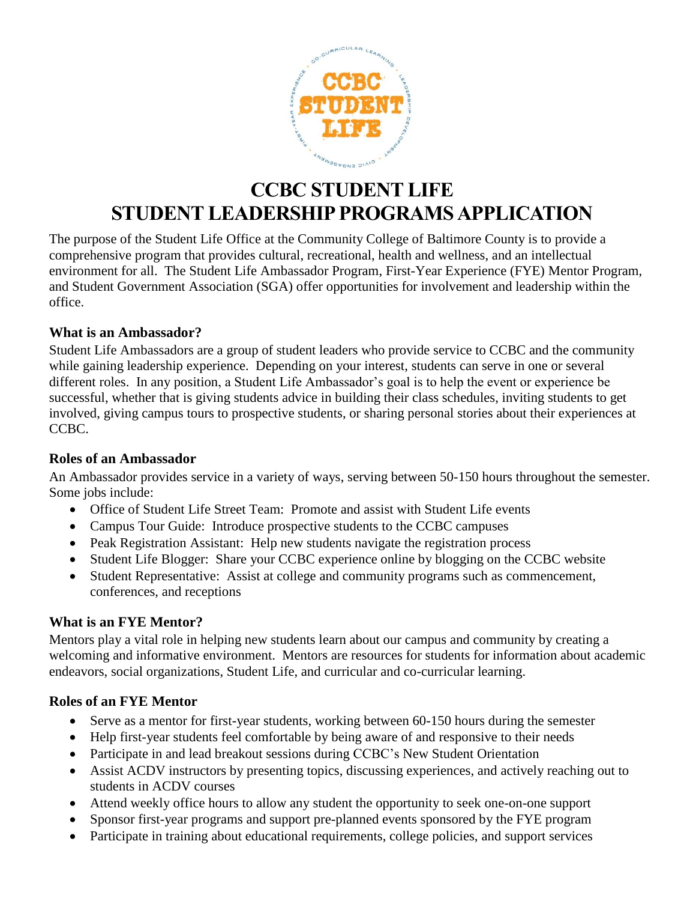# CCBC STUDENT LIFE
# STUDENT LEADERSHIP PROGRAMS APPLICATION

The purpose of the Student Life Office at the Community College of Baltimore County is to provide a comprehensive program that provides cultural, recreational, health and wellness, and an intellectual environment for all. The Student Life Ambassador Program, First-Year Experience (FYE) Mentor Program, and Student Government Association (SGA) offer opportunities for involvement and leadership within the office.

### What is an Ambassador?

Student Life Ambassadors are a group of student leaders who provide service to CCBC and the community while gaining leadership experience. Depending on your interest, students can serve in one or several different roles. In any position, a Student Life Ambassador's goal is to help the event or experience be successful, whether that is giving students advice in building their class schedules, inviting students to get involved, giving campus tours to prospective students, or sharing personal stories about their experiences at CCBC.

### Roles of an Ambassador

An Ambassador provides service in a variety of ways, serving between 50-150 hours throughout the semester. Some jobs include:

- Office of Student Life Street Team: Promote and assist with Student Life events
- Campus Tour Guide: Introduce prospective students to the CCBC campuses
- Peak Registration Assistant: Help new students navigate the registration process
- Student Life Blogger: Share your CCBC experience online by blogging on the CCBC website
- Student Representative: Assist at college and community programs such as commencement, conferences, and receptions

### What is an FYE Mentor?

Mentors play a vital role in helping new students learn about our campus and community by creating a welcoming and informative environment. Mentors are resources for students for information about academic endeavors, social organizations, Student Life, and curricular and co-curricular learning.

### Roles of an FYE Mentor

- Serve as a mentor for first-year students, working between 60-150 hours during the semester
- Help first-year students feel comfortable by being aware of and responsive to their needs
- Participate in and lead breakout sessions during CCBC's New Student Orientation
- Assist ACDV instructors by presenting topics, discussing experiences, and actively reaching out to students in ACDV courses
- Attend weekly office hours to allow any student the opportunity to seek one-on-one support
- Sponsor first-year programs and support pre-planned events sponsored by the FYE program
- Participate in training about educational requirements, college policies, and support services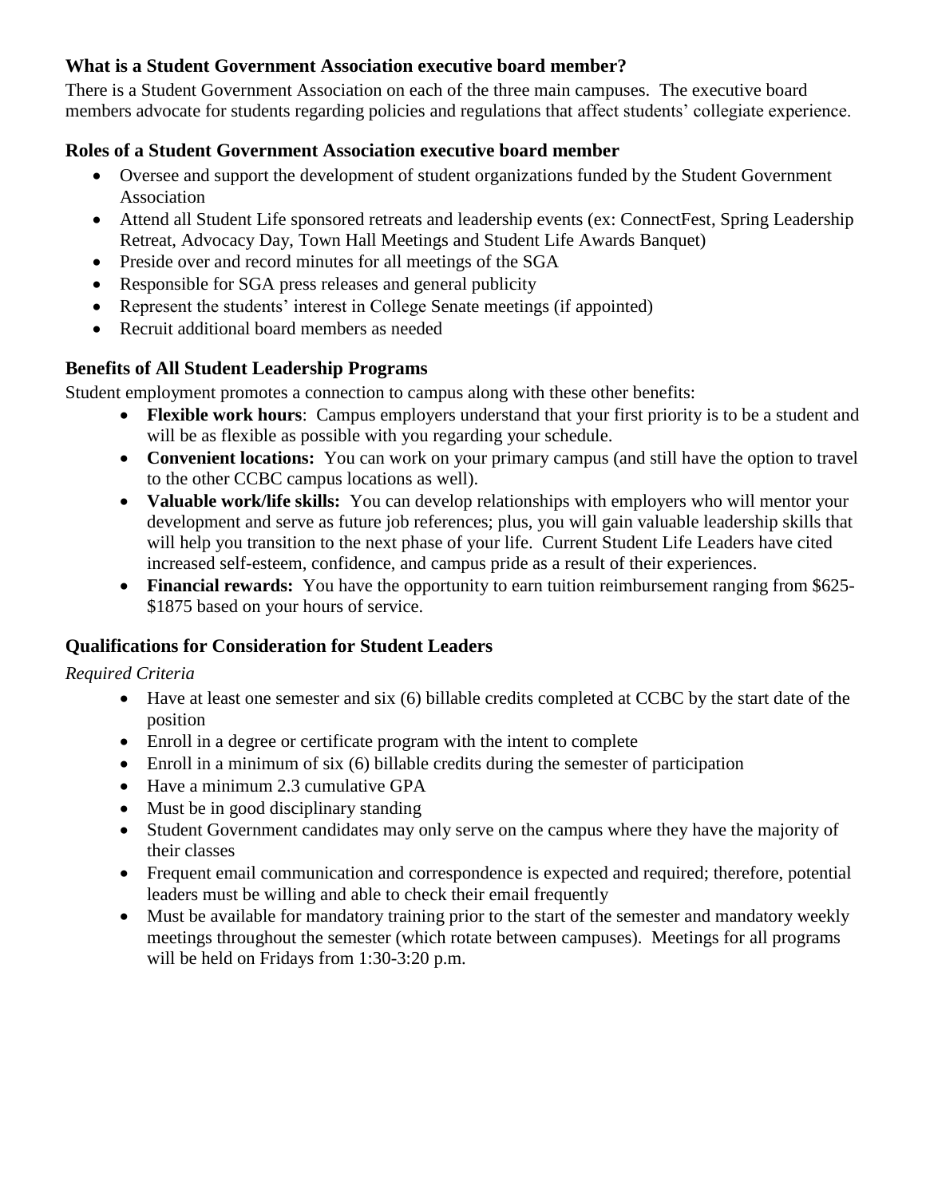### What is a Student Government Association executive board member?

There is a Student Government Association on each of the three main campuses. The executive board members advocate for students regarding policies and regulations that affect students' collegiate experience.

### Roles of a Student Government Association executive board member

- Oversee and support the development of student organizations funded by the Student Government Association
- Attend all Student Life sponsored retreats and leadership events (ex: ConnectFest, Spring Leadership Retreat, Advocacy Day, Town Hall Meetings and Student Life Awards Banquet)
- Preside over and record minutes for all meetings of the SGA
- Responsible for SGA press releases and general publicity
- Represent the students' interest in College Senate meetings (if appointed)
- Recruit additional board members as needed

### Benefits of All Student Leadership Programs

Student employment promotes a connection to campus along with these other benefits:

- **Flexible work hours**: Campus employers understand that your first priority is to be a student and will be as flexible as possible with you regarding your schedule.
- **Convenient locations:** You can work on your primary campus (and still have the option to travel to the other CCBC campus locations as well).
- **Valuable work/life skills:** You can develop relationships with employers who will mentor your development and serve as future job references; plus, you will gain valuable leadership skills that will help you transition to the next phase of your life. Current Student Life Leaders have cited increased self-esteem, confidence, and campus pride as a result of their experiences.
- **Financial rewards:** You have the opportunity to earn tuition reimbursement ranging from $625-$1875 based on your hours of service.

### Qualifications for Consideration for Student Leaders

*Required Criteria*

- Have at least one semester and six (6) billable credits completed at CCBC by the start date of the position
- Enroll in a degree or certificate program with the intent to complete
- Enroll in a minimum of six (6) billable credits during the semester of participation
- Have a minimum 2.3 cumulative GPA
- Must be in good disciplinary standing
- Student Government candidates may only serve on the campus where they have the majority of their classes
- Frequent email communication and correspondence is expected and required; therefore, potential leaders must be willing and able to check their email frequently
- Must be available for mandatory training prior to the start of the semester and mandatory weekly meetings throughout the semester (which rotate between campuses). Meetings for all programs will be held on Fridays from 1:30-3:20 p.m.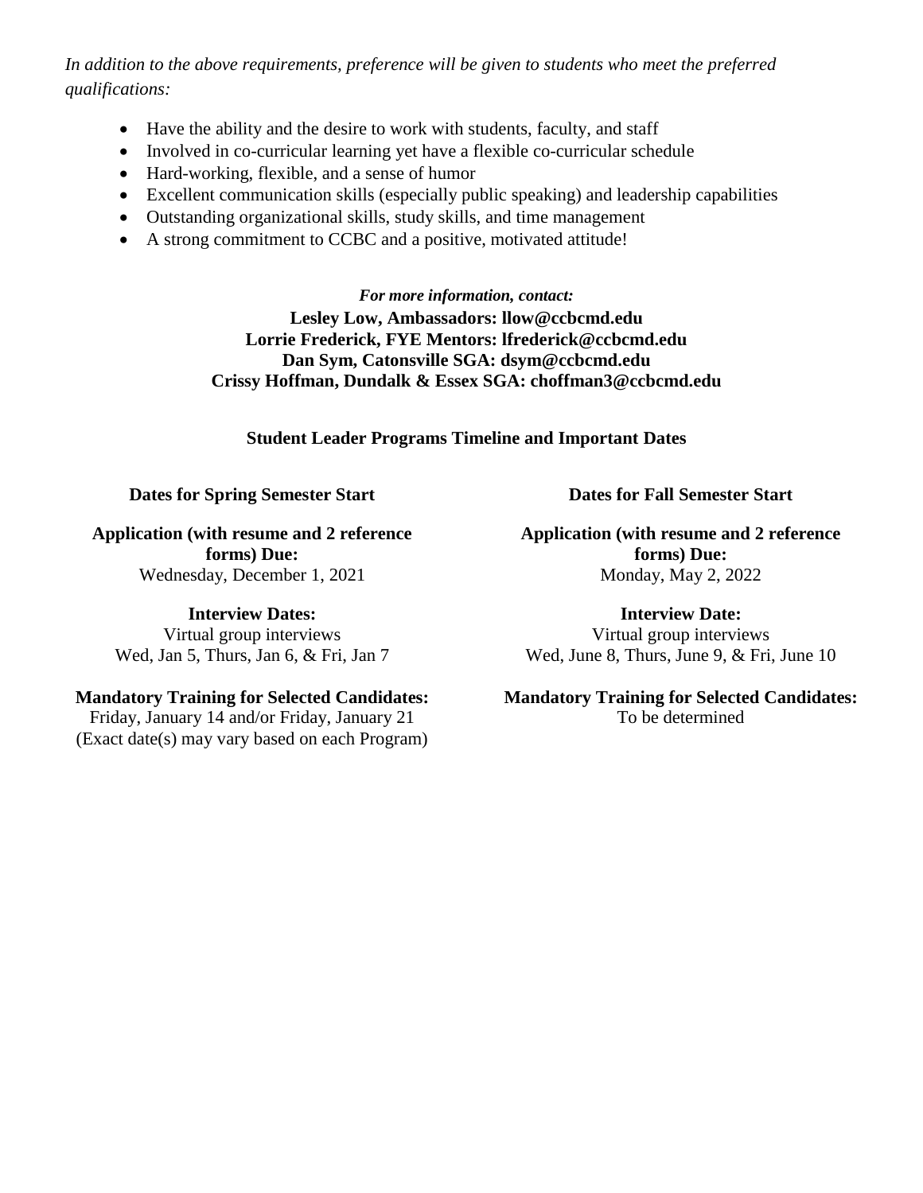*In addition to the above requirements, preference will be given to students who meet the preferred qualifications:*

- Have the ability and the desire to work with students, faculty, and staff
- Involved in co-curricular learning yet have a flexible co-curricular schedule
- Hard-working, flexible, and a sense of humor
- Excellent communication skills (especially public speaking) and leadership capabilities
- Outstanding organizational skills, study skills, and time management
- A strong commitment to CCBC and a positive, motivated attitude!

***For more information, contact:***

**Lesley Low, Ambassadors: llow@ccbcmd.edu**
**Lorrie Frederick, FYE Mentors: lfrederick@ccbcmd.edu**
**Dan Sym, Catonsville SGA: dsym@ccbcmd.edu**
**Crissy Hoffman, Dundalk & Essex SGA: choffman3@ccbcmd.edu**

**Student Leader Programs Timeline and Important Dates**

**Dates for Spring Semester Start**

**Application (with resume and 2 reference forms) Due:**
Wednesday, December 1, 2021

**Interview Dates:**
Virtual group interviews
Wed, Jan 5, Thurs, Jan 6, & Fri, Jan 7

**Mandatory Training for Selected Candidates:**
Friday, January 14 and/or Friday, January 21
(Exact date(s) may vary based on each Program)

**Dates for Fall Semester Start**

**Application (with resume and 2 reference forms) Due:**
Monday, May 2, 2022

**Interview Date:**
Virtual group interviews
Wed, June 8, Thurs, June 9, & Fri, June 10

**Mandatory Training for Selected Candidates:**
To be determined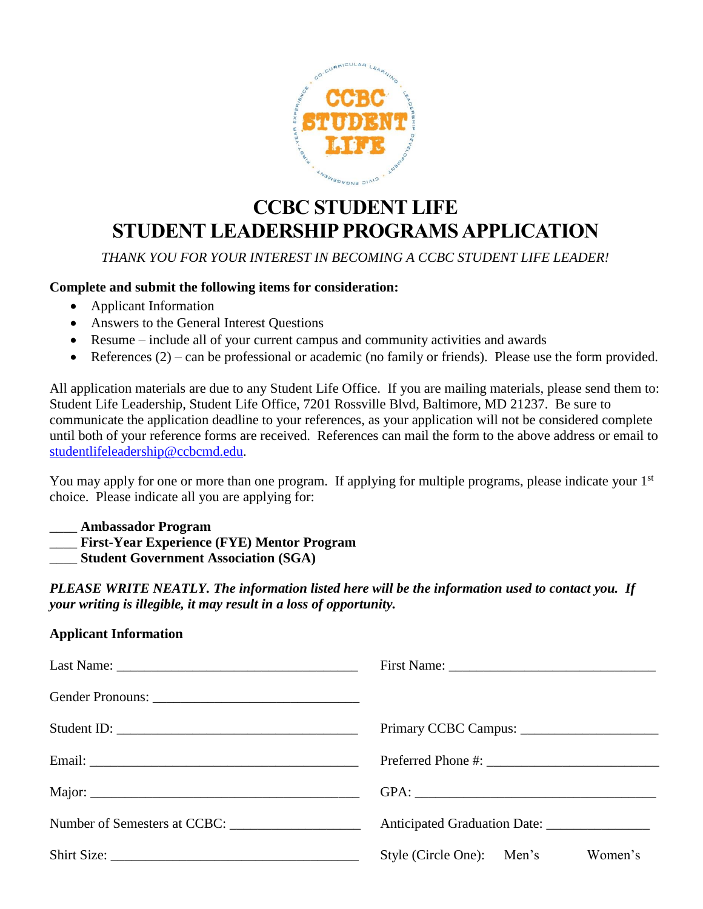# CCBC STUDENT LIFE
# STUDENT LEADERSHIP PROGRAMS APPLICATION

*THANK YOU FOR YOUR INTEREST IN BECOMING A CCBC STUDENT LIFE LEADER!*

**Complete and submit the following items for consideration:**

- Applicant Information
- Answers to the General Interest Questions
- Resume – include all of your current campus and community activities and awards
- References (2) – can be professional or academic (no family or friends). Please use the form provided.

All application materials are due to any Student Life Office. If you are mailing materials, please send them to: Student Life Leadership, Student Life Office, 7201 Rossville Blvd, Baltimore, MD 21237. Be sure to communicate the application deadline to your references, as your application will not be considered complete until both of your reference forms are received. References can mail the form to the above address or email to studentlifeleadership@ccbcmd.edu.

You may apply for one or more than one program. If applying for multiple programs, please indicate your 1st choice. Please indicate all you are applying for:

____ **Ambassador Program**
____ **First-Year Experience (FYE) Mentor Program**
____ **Student Government Association (SGA)**

***PLEASE WRITE NEATLY. The information listed here will be the information used to contact you. If your writing is illegible, it may result in a loss of opportunity.***

**Applicant Information**

Last Name: ___________________________________ First Name: ______________________________

Gender Pronouns: ______________________________

Student ID: ___________________________________ Primary CCBC Campus: ____________________

Email: _______________________________________ Preferred Phone #: ________________________

Major: _______________________________________ GPA: ___________________________________

Number of Semesters at CCBC: __________________ Anticipated Graduation Date: ______________

Shirt Size: ____________________________________ Style (Circle One): Men's Women's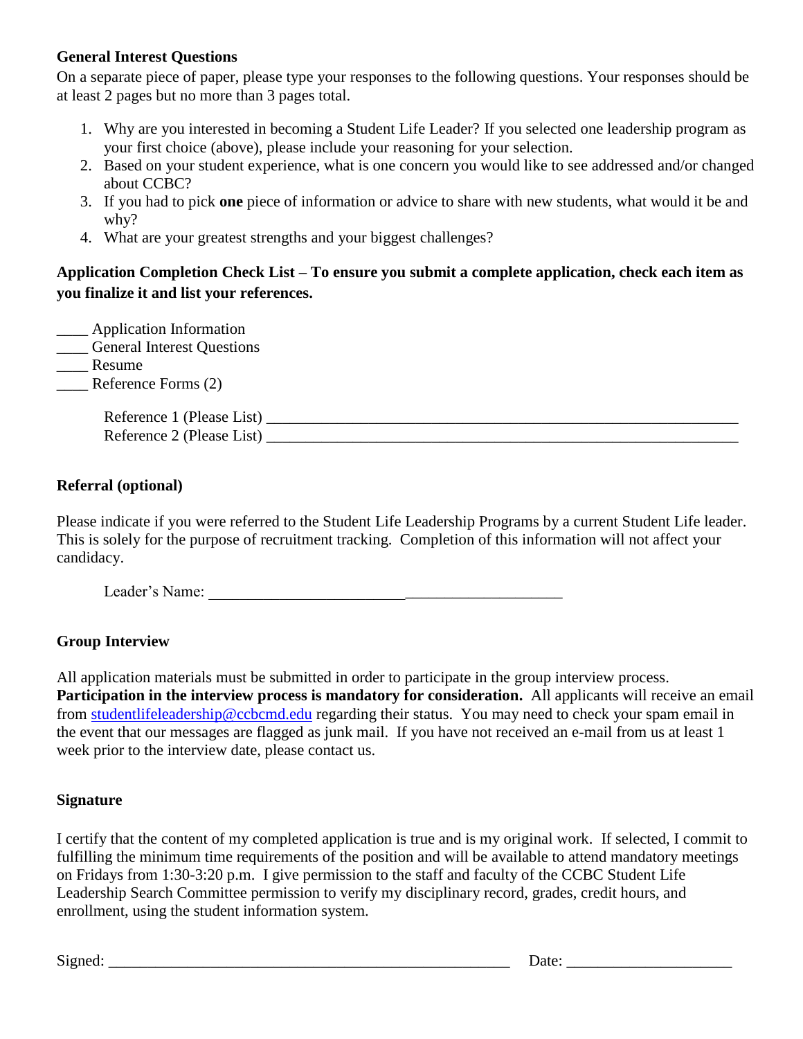**General Interest Questions**

On a separate piece of paper, please type your responses to the following questions. Your responses should be at least 2 pages but no more than 3 pages total.

1. Why are you interested in becoming a Student Life Leader? If you selected one leadership program as your first choice (above), please include your reasoning for your selection.
2. Based on your student experience, what is one concern you would like to see addressed and/or changed about CCBC?
3. If you had to pick **one** piece of information or advice to share with new students, what would it be and why?
4. What are your greatest strengths and your biggest challenges?

**Application Completion Check List – To ensure you submit a complete application, check each item as you finalize it and list your references.**

____ Application Information
____ General Interest Questions
____ Resume
____ Reference Forms (2)

Reference 1 (Please List) ______________________________________________________________
Reference 2 (Please List) ______________________________________________________________

**Referral (optional)**

Please indicate if you were referred to the Student Life Leadership Programs by a current Student Life leader. This is solely for the purpose of recruitment tracking. Completion of this information will not affect your candidacy.

Leader's Name: ____________________________________________

**Group Interview**

All application materials must be submitted in order to participate in the group interview process. **Participation in the interview process is mandatory for consideration.** All applicants will receive an email from studentlifeleadership@ccbcmd.edu regarding their status. You may need to check your spam email in the event that our messages are flagged as junk mail. If you have not received an e-mail from us at least 1 week prior to the interview date, please contact us.

**Signature**

I certify that the content of my completed application is true and is my original work. If selected, I commit to fulfilling the minimum time requirements of the position and will be available to attend mandatory meetings on Fridays from 1:30-3:20 p.m. I give permission to the staff and faculty of the CCBC Student Life Leadership Search Committee permission to verify my disciplinary record, grades, credit hours, and enrollment, using the student information system.

Signed: ______________________________________________________ Date: ____________________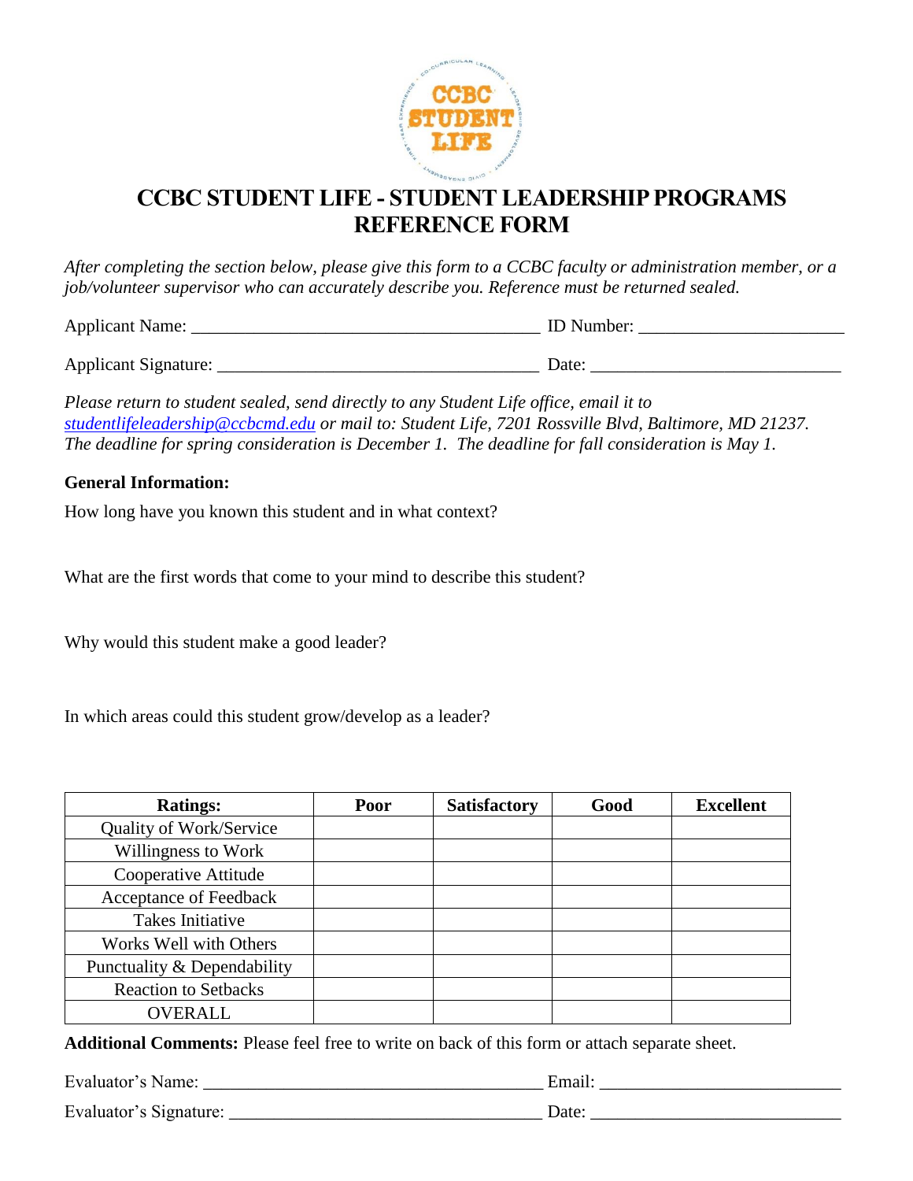# CCBC STUDENT LIFE - STUDENT LEADERSHIP PROGRAMS REFERENCE FORM

*After completing the section below, please give this form to a CCBC faculty or administration member, or a job/volunteer supervisor who can accurately describe you. Reference must be returned sealed.*

Applicant Name: ________________________________________ ID Number: ______________________

Applicant Signature: ____________________________________ Date: __________________________

*Please return to student sealed, send directly to any Student Life office, email it to [studentlifeleadership@ccbcmd.edu](mailto:studentlifeleadership@ccbcmd.edu) or mail to: Student Life, 7201 Rossville Blvd, Baltimore, MD 21237. The deadline for spring consideration is December 1. The deadline for fall consideration is May 1.*

**General Information:**

How long have you known this student and in what context?

What are the first words that come to your mind to describe this student?

Why would this student make a good leader?

In which areas could this student grow/develop as a leader?

| Ratings: | Poor | Satisfactory | Good | Excellent |
|---|---|---|---|---|
| Quality of Work/Service | | | | |
| Willingness to Work | | | | |
| Cooperative Attitude | | | | |
| Acceptance of Feedback | | | | |
| Takes Initiative | | | | |
| Works Well with Others | | | | |
| Punctuality & Dependability | | | | |
| Reaction to Setbacks | | | | |
| OVERALL | | | | |

**Additional Comments:** Please feel free to write on back of this form or attach separate sheet.

Evaluator's Name: ______________________________________ Email: ___________________________

Evaluator's Signature: ___________________________________ Date: ___________________________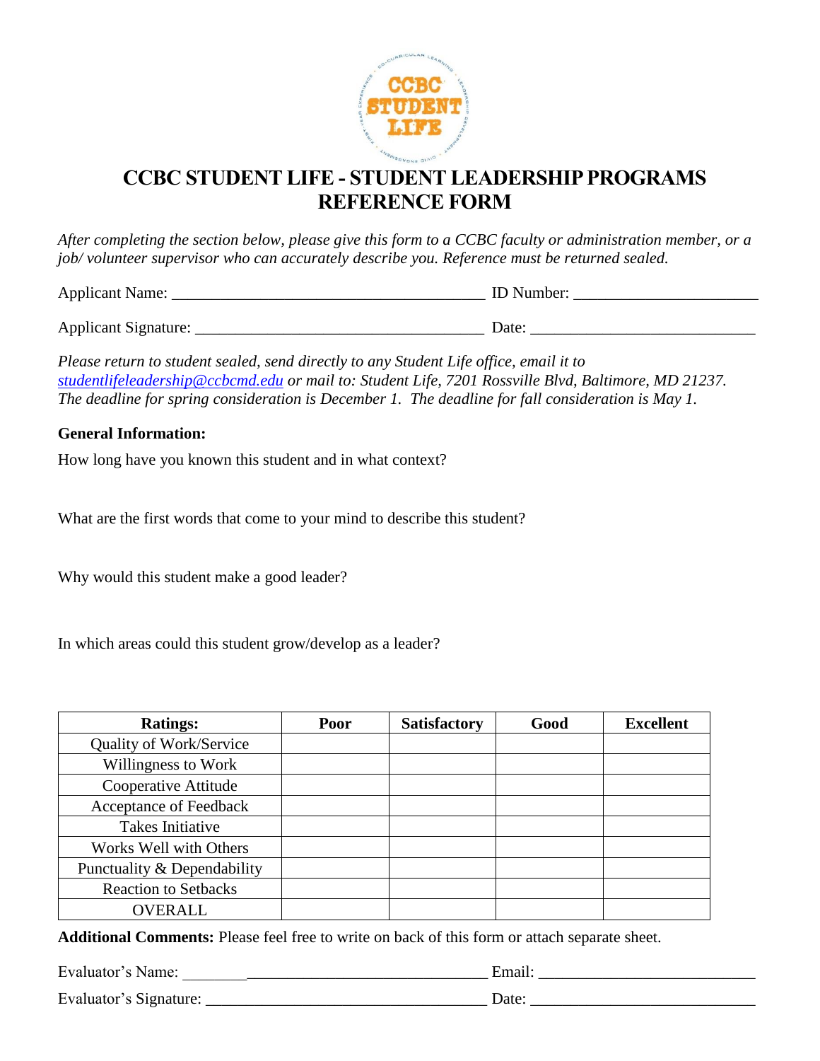# CCBC STUDENT LIFE - STUDENT LEADERSHIP PROGRAMS REFERENCE FORM

*After completing the section below, please give this form to a CCBC faculty or administration member, or a job/ volunteer supervisor who can accurately describe you. Reference must be returned sealed.*

Applicant Name: ________________________________________ ID Number: ______________________

Applicant Signature: ___________________________________ Date: ___________________________

*Please return to student sealed, send directly to any Student Life office, email it to studentlifeleadership@ccbcmd.edu or mail to: Student Life, 7201 Rossville Blvd, Baltimore, MD 21237. The deadline for spring consideration is December 1. The deadline for fall consideration is May 1.*

**General Information:**

How long have you known this student and in what context?

What are the first words that come to your mind to describe this student?

Why would this student make a good leader?

In which areas could this student grow/develop as a leader?

| Ratings: | Poor | Satisfactory | Good | Excellent |
|---|---|---|---|---|
| Quality of Work/Service | | | | |
| Willingness to Work | | | | |
| Cooperative Attitude | | | | |
| Acceptance of Feedback | | | | |
| Takes Initiative | | | | |
| Works Well with Others | | | | |
| Punctuality & Dependability | | | | |
| Reaction to Setbacks | | | | |
| OVERALL | | | | |

**Additional Comments:** Please feel free to write on back of this form or attach separate sheet.

Evaluator's Name: ______________________________________ Email: __________________________

Evaluator's Signature: __________________________________ Date: ___________________________